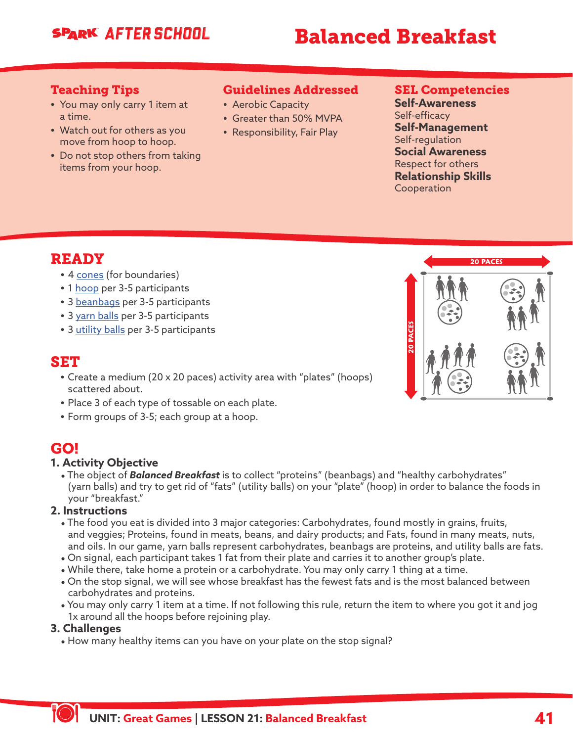# Balanced Breakfast

## Teaching Tips

- You may only carry 1 item at a time.
- Watch out for others as you move from hoop to hoop.
- Do not stop others from taking items from your hoop.

## Guidelines Addressed

- Aerobic Capacity
- Greater than 50% MVPA
- Responsibility, Fair Play

## SEL Competencies

**Self-Awareness**
Self-efficacy

**Self-Management**
Self-regulation

**Social Awareness**
Respect for others

**Relationship Skills**
Cooperation

## READY

- 4 cones (for boundaries)
- 1 hoop per 3-5 participants
- 3 beanbags per 3-5 participants
- 3 yarn balls per 3-5 participants
- 3 utility balls per 3-5 participants

20 PACES

20 PACES

## SET

- Create a medium (20 x 20 paces) activity area with "plates" (hoops) scattered about.
- Place 3 of each type of tossable on each plate.
- Form groups of 3-5; each group at a hoop.

## GO!

### 1. Activity Objective

- The object of ***Balanced Breakfast*** is to collect "proteins" (beanbags) and "healthy carbohydrates" (yarn balls) and try to get rid of "fats" (utility balls) on your "plate" (hoop) in order to balance the foods in your "breakfast."

### 2. Instructions

- The food you eat is divided into 3 major categories: Carbohydrates, found mostly in grains, fruits, and veggies; Proteins, found in meats, beans, and dairy products; and Fats, found in many meats, nuts, and oils. In our game, yarn balls represent carbohydrates, beanbags are proteins, and utility balls are fats.
- On signal, each participant takes 1 fat from their plate and carries it to another group's plate.
- While there, take home a protein or a carbohydrate. You may only carry 1 thing at a time.
- On the stop signal, we will see whose breakfast has the fewest fats and is the most balanced between carbohydrates and proteins.
- You may only carry 1 item at a time. If not following this rule, return the item to where you got it and jog 1x around all the hoops before rejoining play.

### 3. Challenges

- How many healthy items can you have on your plate on the stop signal?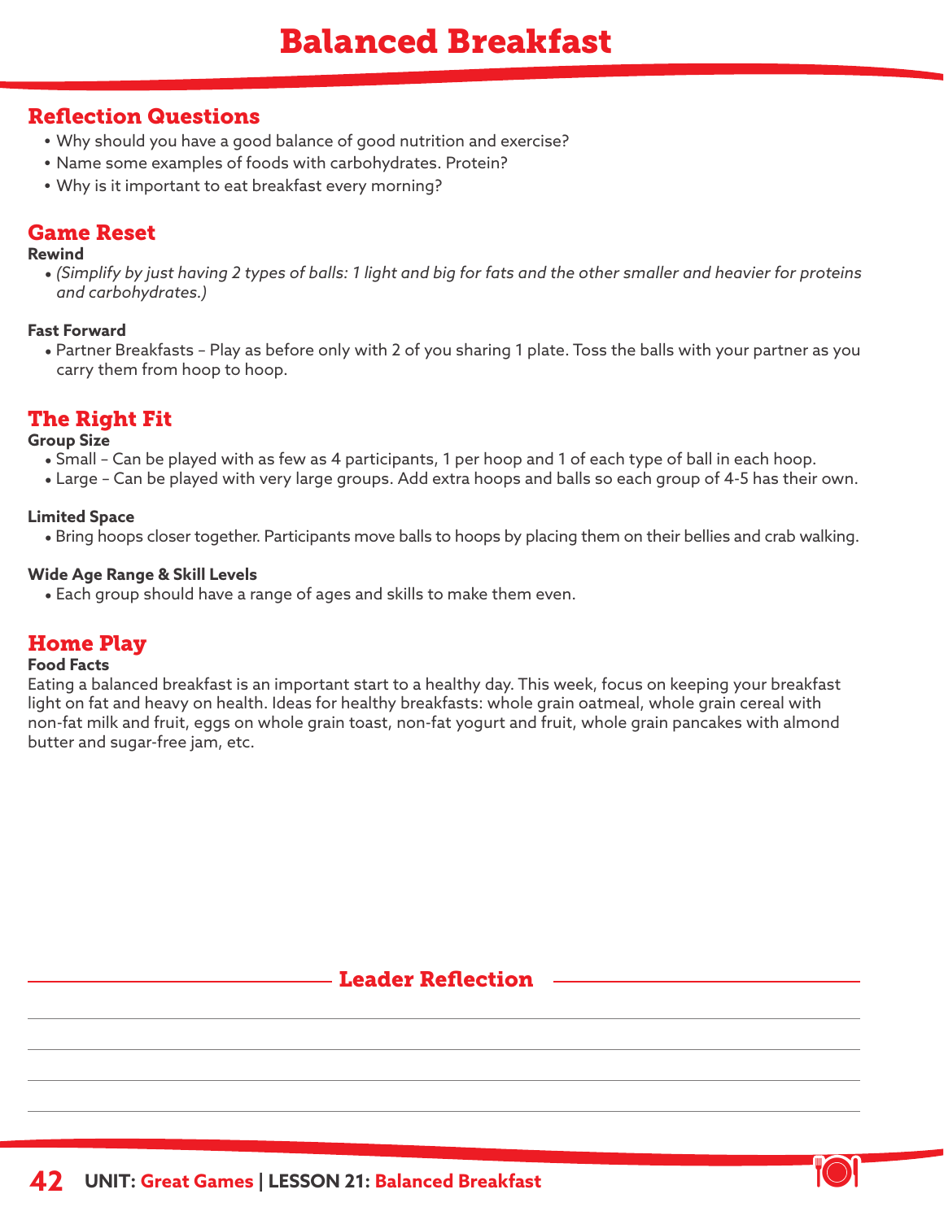# Balanced Breakfast

## Reflection Questions

- Why should you have a good balance of good nutrition and exercise?
- Name some examples of foods with carbohydrates. Protein?
- Why is it important to eat breakfast every morning?

## Game Reset

**Rewind**

- *(Simplify by just having 2 types of balls: 1 light and big for fats and the other smaller and heavier for proteins and carbohydrates.)*

**Fast Forward**

- Partner Breakfasts – Play as before only with 2 of you sharing 1 plate. Toss the balls with your partner as you carry them from hoop to hoop.

## The Right Fit

**Group Size**

- Small – Can be played with as few as 4 participants, 1 per hoop and 1 of each type of ball in each hoop.
- Large – Can be played with very large groups. Add extra hoops and balls so each group of 4-5 has their own.

**Limited Space**

- Bring hoops closer together. Participants move balls to hoops by placing them on their bellies and crab walking.

**Wide Age Range & Skill Levels**

- Each group should have a range of ages and skills to make them even.

## Home Play

**Food Facts**

Eating a balanced breakfast is an important start to a healthy day. This week, focus on keeping your breakfast light on fat and heavy on health. Ideas for healthy breakfasts: whole grain oatmeal, whole grain cereal with non-fat milk and fruit, eggs on whole grain toast, non-fat yogurt and fruit, whole grain pancakes with almond butter and sugar-free jam, etc.

## Leader Reflection